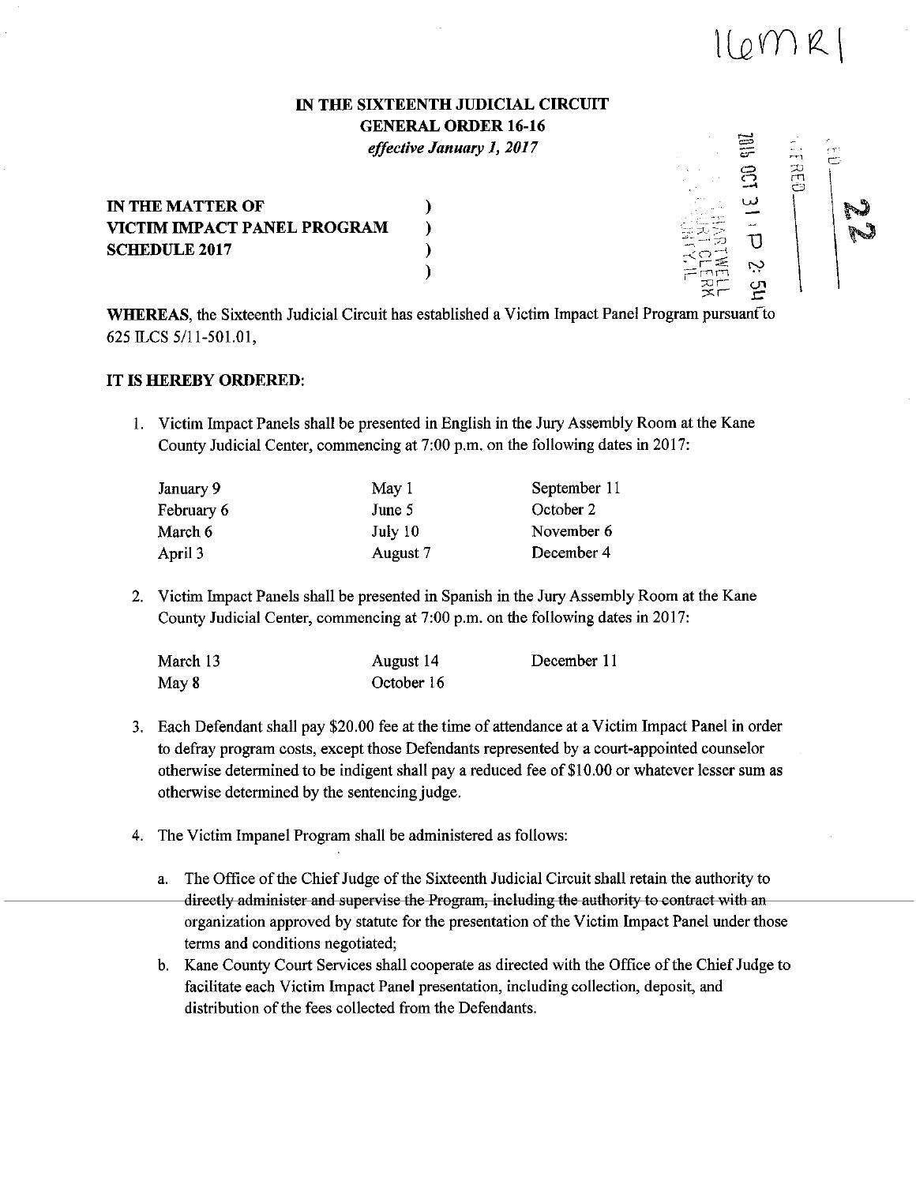16MR1

**IN THE SIXTEENTH JUDICIAL CIRCUIT**
**GENERAL ORDER 16-16**
*effective January 1, 2017*

**IN THE MATTER OF**
**VICTIM IMPACT PANEL PROGRAM**
**SCHEDULE 2017**

**WHEREAS**, the Sixteenth Judicial Circuit has established a Victim Impact Panel Program pursuant to 625 ILCS 5/11-501.01,

**IT IS HEREBY ORDERED:**

1. Victim Impact Panels shall be presented in English in the Jury Assembly Room at the Kane County Judicial Center, commencing at 7:00 p.m. on the following dates in 2017:

| | | |
|---|---|---|
| January 9 | May 1 | September 11 |
| February 6 | June 5 | October 2 |
| March 6 | July 10 | November 6 |
| April 3 | August 7 | December 4 |

2. Victim Impact Panels shall be presented in Spanish in the Jury Assembly Room at the Kane County Judicial Center, commencing at 7:00 p.m. on the following dates in 2017:

| | | |
|---|---|---|
| March 13 | August 14 | December 11 |
| May 8 | October 16 | |

3. Each Defendant shall pay $20.00 fee at the time of attendance at a Victim Impact Panel in order to defray program costs, except those Defendants represented by a court-appointed counselor otherwise determined to be indigent shall pay a reduced fee of $10.00 or whatever lesser sum as otherwise determined by the sentencing judge.

4. The Victim Impanel Program shall be administered as follows:

   a. The Office of the Chief Judge of the Sixteenth Judicial Circuit shall retain the authority to directly administer and supervise the Program, including the authority to contract with an organization approved by statute for the presentation of the Victim Impact Panel under those terms and conditions negotiated;

   b. Kane County Court Services shall cooperate as directed with the Office of the Chief Judge to facilitate each Victim Impact Panel presentation, including collection, deposit, and distribution of the fees collected from the Defendants.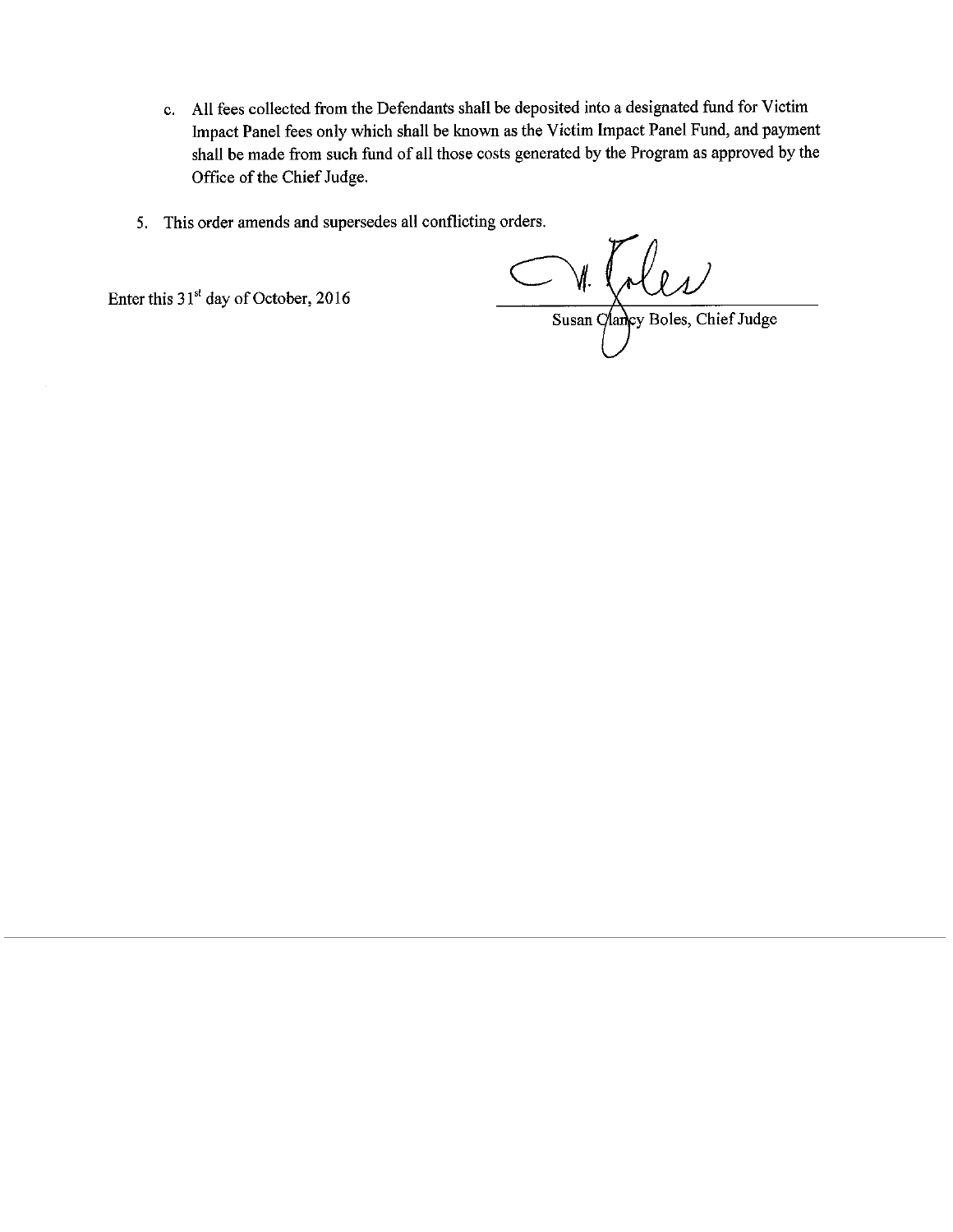c. All fees collected from the Defendants shall be deposited into a designated fund for Victim Impact Panel fees only which shall be known as the Victim Impact Panel Fund, and payment shall be made from such fund of all those costs generated by the Program as approved by the Office of the Chief Judge.

5. This order amends and supersedes all conflicting orders.

Enter this 31st day of October, 2016

Susan Clancy Boles, Chief Judge